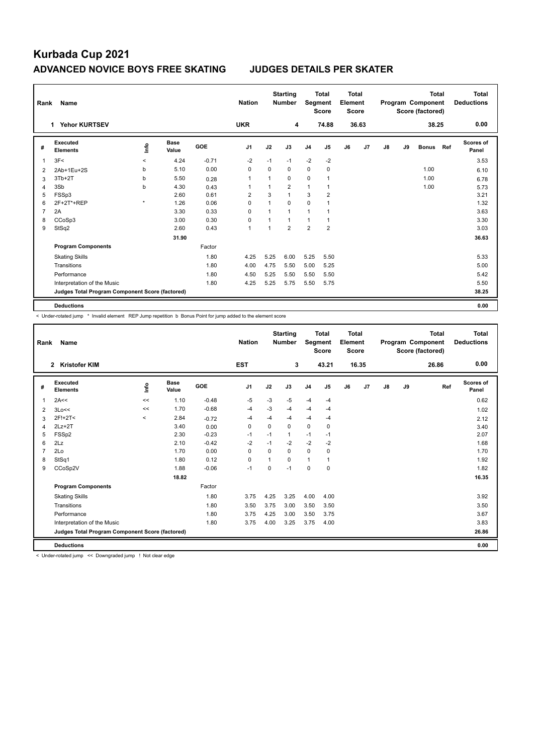# Kurbada Cup 2021

## ADVANCED NOVICE BOYS FREE SKATING    JUDGES DETAILS PER SKATER

| Rank | Name | Nation | Starting Number | Total Segment Score | Total Element Score | Total Program Component Score (factored) | Total Deductions |
|---|---|---|---|---|---|---|---|
| 1 | Yehor KURTSEV | UKR | 4 | 74.88 | 36.63 | 38.25 | 0.00 |

| # | Executed Elements | Info | Base Value | GOE | J1 | J2 | J3 | J4 | J5 | J6 | J7 | J8 | J9 | Bonus | Ref | Scores of Panel |
|---|---|---|---|---|---|---|---|---|---|---|---|---|---|---|---|---|
| 1 | 3F< | < | 4.24 | -0.71 | -2 | -1 | -1 | -2 | -2 | | | | | | | 3.53 |
| 2 | 2Ab+1Eu+2S | b | 5.10 | 0.00 | 0 | 0 | 0 | 0 | 0 | | | | | 1.00 | | 6.10 |
| 3 | 3Tb+2T | b | 5.50 | 0.28 | 1 | 1 | 0 | 0 | 1 | | | | | 1.00 | | 6.78 |
| 4 | 3Sb | b | 4.30 | 0.43 | 1 | 1 | 2 | 1 | 1 | | | | | 1.00 | | 5.73 |
| 5 | FSSp3 | | 2.60 | 0.61 | 2 | 3 | 1 | 3 | 2 | | | | | | | 3.21 |
| 6 | 2F+2T*+REP | * | 1.26 | 0.06 | 0 | 1 | 0 | 0 | 1 | | | | | | | 1.32 |
| 7 | 2A | | 3.30 | 0.33 | 0 | 1 | 1 | 1 | 1 | | | | | | | 3.63 |
| 8 | CCoSp3 | | 3.00 | 0.30 | 0 | 1 | 1 | 1 | 1 | | | | | | | 3.30 |
| 9 | StSq2 | | 2.60 | 0.43 | 1 | 1 | 2 | 2 | 2 | | | | | | | 3.03 |
| | | | 31.90 | | | | | | | | | | | | | 36.63 |
| | **Program Components** | | | Factor | | | | | | | | | | | | |
| | Skating Skills | | | 1.80 | 4.25 | 5.25 | 6.00 | 5.25 | 5.50 | | | | | | | 5.33 |
| | Transitions | | | 1.80 | 4.00 | 4.75 | 5.50 | 5.00 | 5.25 | | | | | | | 5.00 |
| | Performance | | | 1.80 | 4.50 | 5.25 | 5.50 | 5.50 | 5.50 | | | | | | | 5.42 |
| | Interpretation of the Music | | | 1.80 | 4.25 | 5.25 | 5.75 | 5.50 | 5.75 | | | | | | | 5.50 |
| | **Judges Total Program Component Score (factored)** | | | | | | | | | | | | | | | 38.25 |
| | **Deductions** | | | | | | | | | | | | | | | 0.00 |

< Under-rotated jump * Invalid element REP Jump repetition b Bonus Point for jump added to the element score

| Rank | Name | Nation | Starting Number | Total Segment Score | Total Element Score | Total Program Component Score (factored) | Total Deductions |
|---|---|---|---|---|---|---|---|
| 2 | Kristofer KIM | EST | 3 | 43.21 | 16.35 | 26.86 | 0.00 |

| # | Executed Elements | Info | Base Value | GOE | J1 | J2 | J3 | J4 | J5 | J6 | J7 | J8 | J9 | Ref | Scores of Panel |
|---|---|---|---|---|---|---|---|---|---|---|---|---|---|---|---|
| 1 | 2A<< | << | 1.10 | -0.48 | -5 | -3 | -5 | -4 | -4 | | | | | | 0.62 |
| 2 | 3Lo<< | << | 1.70 | -0.68 | -4 | -3 | -4 | -4 | -4 | | | | | | 1.02 |
| 3 | 2F!+2T< | < | 2.84 | -0.72 | -4 | -4 | -4 | -4 | -4 | | | | | | 2.12 |
| 4 | 2Lz+2T | | 3.40 | 0.00 | 0 | 0 | 0 | 0 | 0 | | | | | | 3.40 |
| 5 | FSSp2 | | 2.30 | -0.23 | -1 | -1 | 1 | -1 | -1 | | | | | | 2.07 |
| 6 | 2Lz | | 2.10 | -0.42 | -2 | -1 | -2 | -2 | -2 | | | | | | 1.68 |
| 7 | 2Lo | | 1.70 | 0.00 | 0 | 0 | 0 | 0 | 0 | | | | | | 1.70 |
| 8 | StSq1 | | 1.80 | 0.12 | 0 | 1 | 0 | 1 | 1 | | | | | | 1.92 |
| 9 | CCoSp2V | | 1.88 | -0.06 | -1 | 0 | -1 | 0 | 0 | | | | | | 1.82 |
| | | | 18.82 | | | | | | | | | | | | 16.35 |
| | **Program Components** | | | Factor | | | | | | | | | | | |
| | Skating Skills | | | 1.80 | 3.75 | 4.25 | 3.25 | 4.00 | 4.00 | | | | | | 3.92 |
| | Transitions | | | 1.80 | 3.50 | 3.75 | 3.00 | 3.50 | 3.50 | | | | | | 3.50 |
| | Performance | | | 1.80 | 3.75 | 4.25 | 3.00 | 3.50 | 3.75 | | | | | | 3.67 |
| | Interpretation of the Music | | | 1.80 | 3.75 | 4.00 | 3.25 | 3.75 | 4.00 | | | | | | 3.83 |
| | **Judges Total Program Component Score (factored)** | | | | | | | | | | | | | | 26.86 |
| | **Deductions** | | | | | | | | | | | | | | 0.00 |

< Under-rotated jump << Downgraded jump ! Not clear edge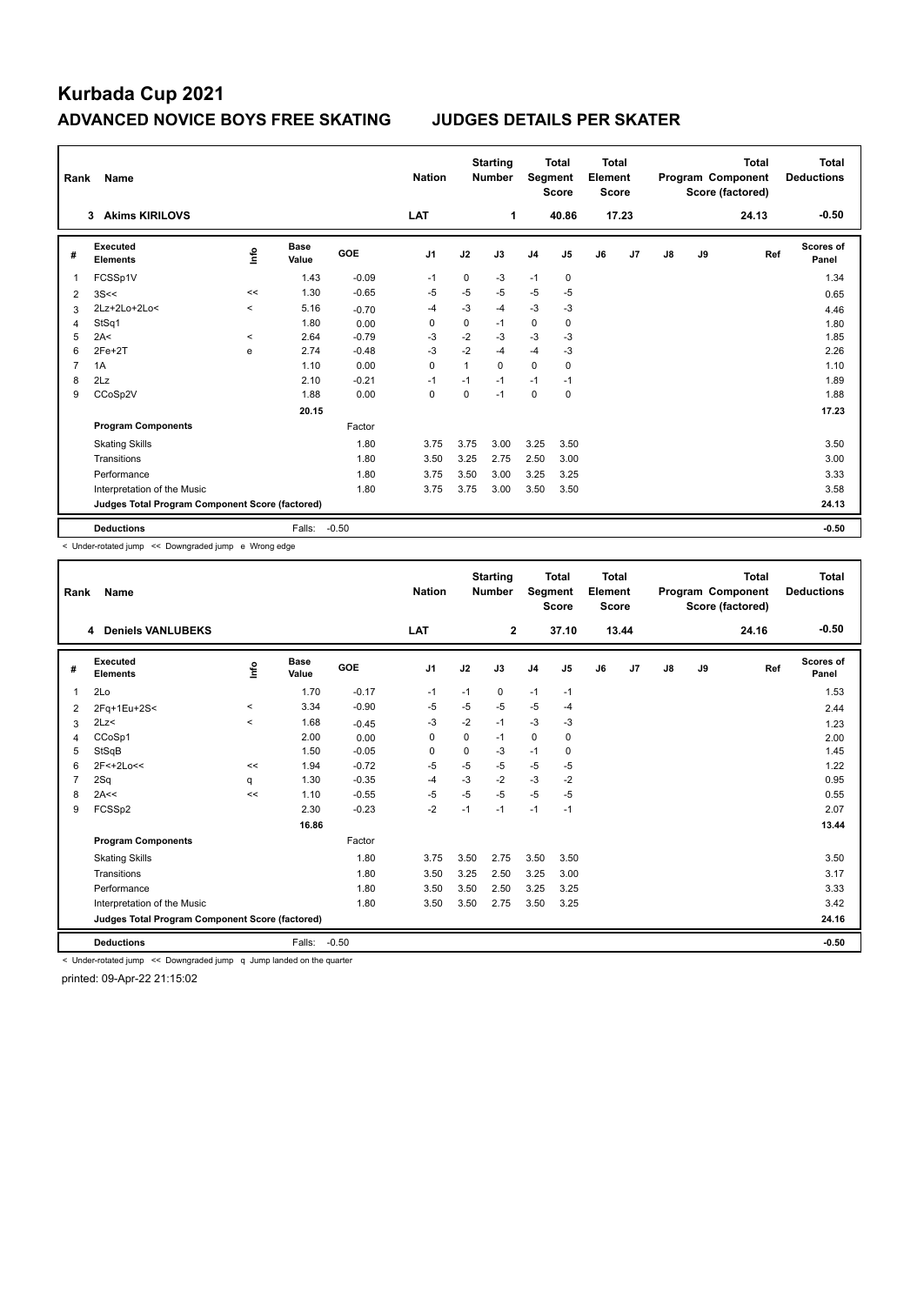# Kurbada Cup 2021

## ADVANCED NOVICE BOYS FREE SKATING JUDGES DETAILS PER SKATER

| Rank | Name | Nation | Starting Number | Total Segment Score | Total Element Score | Total Program Component Score (factored) | Total Deductions |
|---|---|---|---|---|---|---|---|
| 3 | Akims KIRILOVS | LAT | 1 | 40.86 | 17.23 | 24.13 | -0.50 |

| # | Executed Elements | Info | Base Value | GOE | J1 | J2 | J3 | J4 | J5 | J6 | J7 | J8 | J9 | Ref | Scores of Panel |
|---|---|---|---|---|---|---|---|---|---|---|---|---|---|---|---|
| 1 | FCSSp1V | | 1.43 | -0.09 | -1 | 0 | -3 | -1 | 0 | | | | | | 1.34 |
| 2 | 3S<< | << | 1.30 | -0.65 | -5 | -5 | -5 | -5 | -5 | | | | | | 0.65 |
| 3 | 2Lz+2Lo+2Lo< | < | 5.16 | -0.70 | -4 | -3 | -4 | -3 | -3 | | | | | | 4.46 |
| 4 | StSq1 | | 1.80 | 0.00 | 0 | 0 | -1 | 0 | 0 | | | | | | 1.80 |
| 5 | 2A< | < | 2.64 | -0.79 | -3 | -2 | -3 | -3 | -3 | | | | | | 1.85 |
| 6 | 2Fe+2T | e | 2.74 | -0.48 | -3 | -2 | -4 | -4 | -3 | | | | | | 2.26 |
| 7 | 1A | | 1.10 | 0.00 | 0 | 1 | 0 | 0 | 0 | | | | | | 1.10 |
| 8 | 2Lz | | 2.10 | -0.21 | -1 | -1 | -1 | -1 | -1 | | | | | | 1.89 |
| 9 | CCoSp2V | | 1.88 | 0.00 | 0 | 0 | -1 | 0 | 0 | | | | | | 1.88 |
| | | | 20.15 | | | | | | | | | | | | 17.23 |
| | **Program Components** | | | Factor | | | | | | | | | | | |
| | Skating Skills | | | 1.80 | 3.75 | 3.75 | 3.00 | 3.25 | 3.50 | | | | | | 3.50 |
| | Transitions | | | 1.80 | 3.50 | 3.25 | 2.75 | 2.50 | 3.00 | | | | | | 3.00 |
| | Performance | | | 1.80 | 3.75 | 3.50 | 3.00 | 3.25 | 3.25 | | | | | | 3.33 |
| | Interpretation of the Music | | | 1.80 | 3.75 | 3.75 | 3.00 | 3.50 | 3.50 | | | | | | 3.58 |
| | **Judges Total Program Component Score (factored)** | | | | | | | | | | | | | | 24.13 |
| | **Deductions** | | Falls: | -0.50 | | | | | | | | | | | -0.50 |

< Under-rotated jump << Downgraded jump e Wrong edge

| Rank | Name | Nation | Starting Number | Total Segment Score | Total Element Score | Total Program Component Score (factored) | Total Deductions |
|---|---|---|---|---|---|---|---|
| 4 | Deniels VANLUBEKS | LAT | 2 | 37.10 | 13.44 | 24.16 | -0.50 |

| # | Executed Elements | Info | Base Value | GOE | J1 | J2 | J3 | J4 | J5 | J6 | J7 | J8 | J9 | Ref | Scores of Panel |
|---|---|---|---|---|---|---|---|---|---|---|---|---|---|---|---|
| 1 | 2Lo | | 1.70 | -0.17 | -1 | -1 | 0 | -1 | -1 | | | | | | 1.53 |
| 2 | 2Fq+1Eu+2S< | < | 3.34 | -0.90 | -5 | -5 | -5 | -5 | -4 | | | | | | 2.44 |
| 3 | 2Lz< | < | 1.68 | -0.45 | -3 | -2 | -1 | -3 | -3 | | | | | | 1.23 |
| 4 | CCoSp1 | | 2.00 | 0.00 | 0 | 0 | -1 | 0 | 0 | | | | | | 2.00 |
| 5 | StSqB | | 1.50 | -0.05 | 0 | 0 | -3 | -1 | 0 | | | | | | 1.45 |
| 6 | 2F<+2Lo<< | << | 1.94 | -0.72 | -5 | -5 | -5 | -5 | -5 | | | | | | 1.22 |
| 7 | 2Sq | q | 1.30 | -0.35 | -4 | -3 | -2 | -3 | -2 | | | | | | 0.95 |
| 8 | 2A<< | << | 1.10 | -0.55 | -5 | -5 | -5 | -5 | -5 | | | | | | 0.55 |
| 9 | FCSSp2 | | 2.30 | -0.23 | -2 | -1 | -1 | -1 | -1 | | | | | | 2.07 |
| | | | 16.86 | | | | | | | | | | | | 13.44 |
| | **Program Components** | | | Factor | | | | | | | | | | | |
| | Skating Skills | | | 1.80 | 3.75 | 3.50 | 2.75 | 3.50 | 3.50 | | | | | | 3.50 |
| | Transitions | | | 1.80 | 3.50 | 3.25 | 2.50 | 3.25 | 3.00 | | | | | | 3.17 |
| | Performance | | | 1.80 | 3.50 | 3.50 | 2.50 | 3.25 | 3.25 | | | | | | 3.33 |
| | Interpretation of the Music | | | 1.80 | 3.50 | 3.50 | 2.75 | 3.50 | 3.25 | | | | | | 3.42 |
| | **Judges Total Program Component Score (factored)** | | | | | | | | | | | | | | 24.16 |
| | **Deductions** | | Falls: | -0.50 | | | | | | | | | | | -0.50 |

< Under-rotated jump << Downgraded jump q Jump landed on the quarter

printed: 09-Apr-22 21:15:02